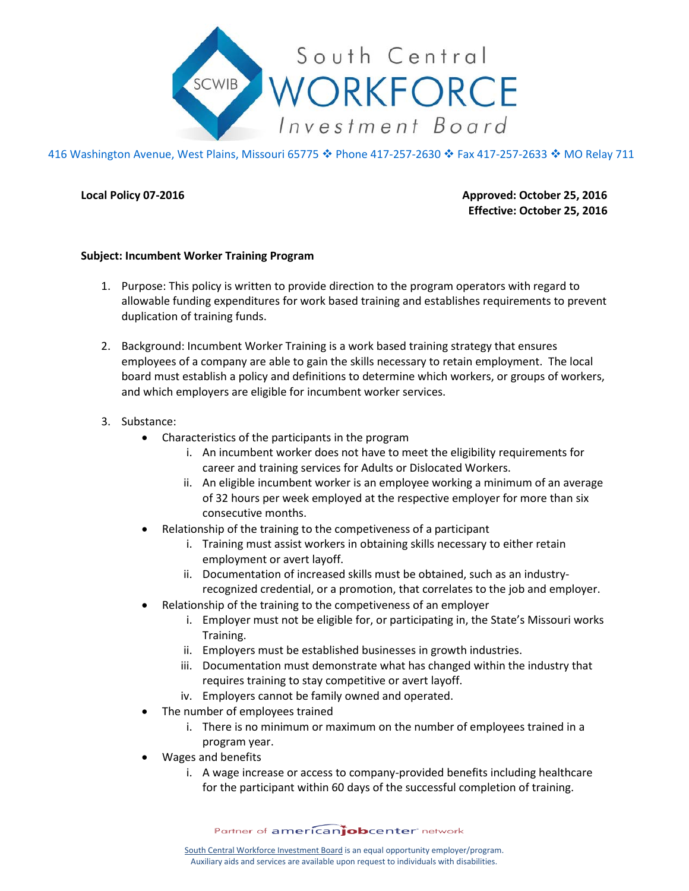# South Central WORKFORCE Investment Board

416 Washington Avenue, West Plains, Missouri 65775 ❖ Phone 417-257-2630 ❖ Fax 417-257-2633 ❖ MO Relay 711

**Local Policy 07-2016**

**Approved: October 25, 2016**
**Effective: October 25, 2016**

**Subject: Incumbent Worker Training Program**

1. Purpose: This policy is written to provide direction to the program operators with regard to allowable funding expenditures for work based training and establishes requirements to prevent duplication of training funds.

2. Background: Incumbent Worker Training is a work based training strategy that ensures employees of a company are able to gain the skills necessary to retain employment. The local board must establish a policy and definitions to determine which workers, or groups of workers, and which employers are eligible for incumbent worker services.

3. Substance:
   - Characteristics of the participants in the program
     - i. An incumbent worker does not have to meet the eligibility requirements for career and training services for Adults or Dislocated Workers.
     - ii. An eligible incumbent worker is an employee working a minimum of an average of 32 hours per week employed at the respective employer for more than six consecutive months.
   - Relationship of the training to the competiveness of a participant
     - i. Training must assist workers in obtaining skills necessary to either retain employment or avert layoff.
     - ii. Documentation of increased skills must be obtained, such as an industry-recognized credential, or a promotion, that correlates to the job and employer.
   - Relationship of the training to the competiveness of an employer
     - i. Employer must not be eligible for, or participating in, the State's Missouri works Training.
     - ii. Employers must be established businesses in growth industries.
     - iii. Documentation must demonstrate what has changed within the industry that requires training to stay competitive or avert layoff.
     - iv. Employers cannot be family owned and operated.
   - The number of employees trained
     - i. There is no minimum or maximum on the number of employees trained in a program year.
   - Wages and benefits
     - i. A wage increase or access to company-provided benefits including healthcare for the participant within 60 days of the successful completion of training.

Partner of americanjobcenter network

South Central Workforce Investment Board is an equal opportunity employer/program.
Auxiliary aids and services are available upon request to individuals with disabilities.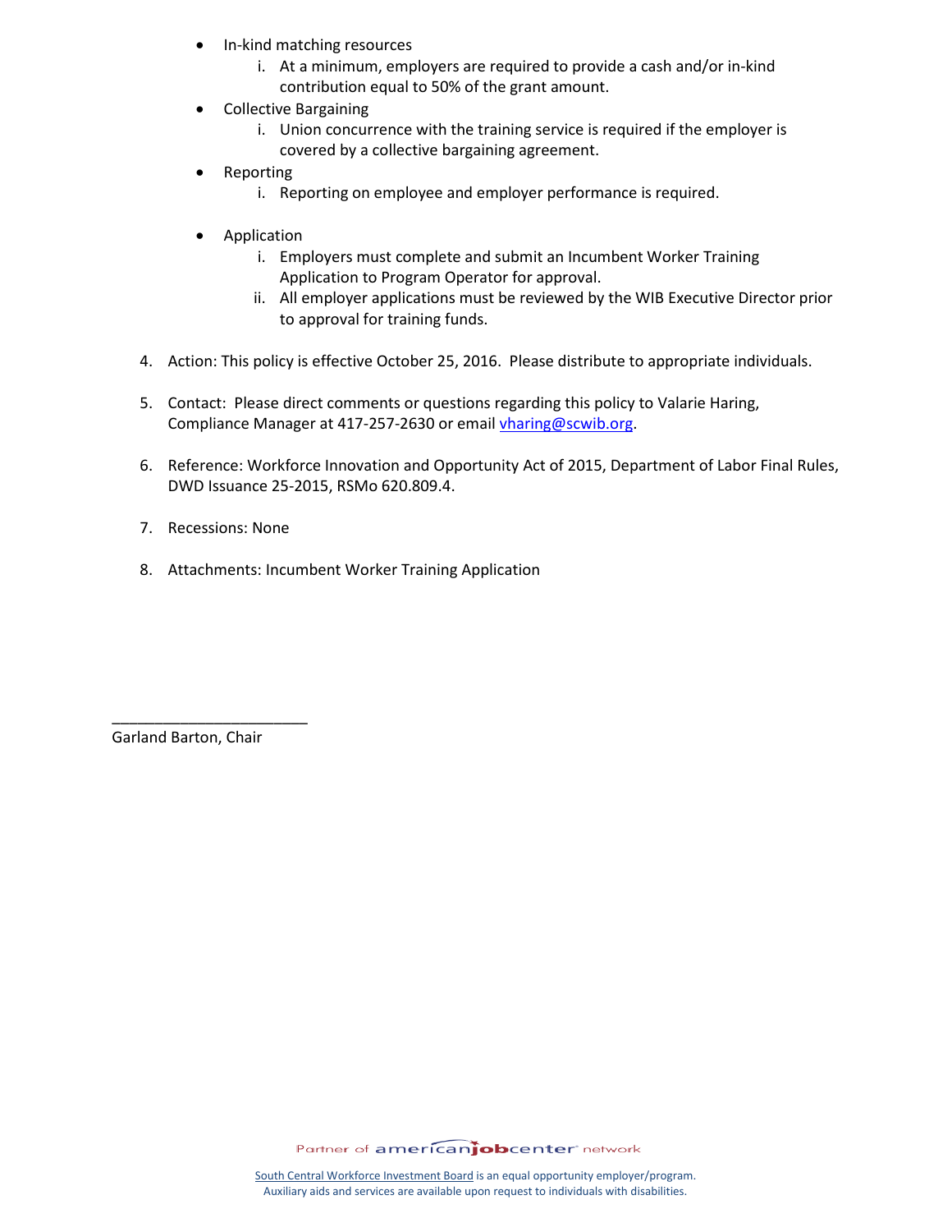- In-kind matching resources
    - i. At a minimum, employers are required to provide a cash and/or in-kind contribution equal to 50% of the grant amount.
- Collective Bargaining
    - i. Union concurrence with the training service is required if the employer is covered by a collective bargaining agreement.
- Reporting
    - i. Reporting on employee and employer performance is required.
- Application
    - i. Employers must complete and submit an Incumbent Worker Training Application to Program Operator for approval.
    - ii. All employer applications must be reviewed by the WIB Executive Director prior to approval for training funds.

4. Action: This policy is effective October 25, 2016. Please distribute to appropriate individuals.

5. Contact: Please direct comments or questions regarding this policy to Valarie Haring, Compliance Manager at 417-257-2630 or email vharing@scwib.org.

6. Reference: Workforce Innovation and Opportunity Act of 2015, Department of Labor Final Rules, DWD Issuance 25-2015, RSMo 620.809.4.

7. Recessions: None

8. Attachments: Incumbent Worker Training Application

_______________________

Garland Barton, Chair

Partner of americanjobcenter network

South Central Workforce Investment Board is an equal opportunity employer/program.
Auxiliary aids and services are available upon request to individuals with disabilities.